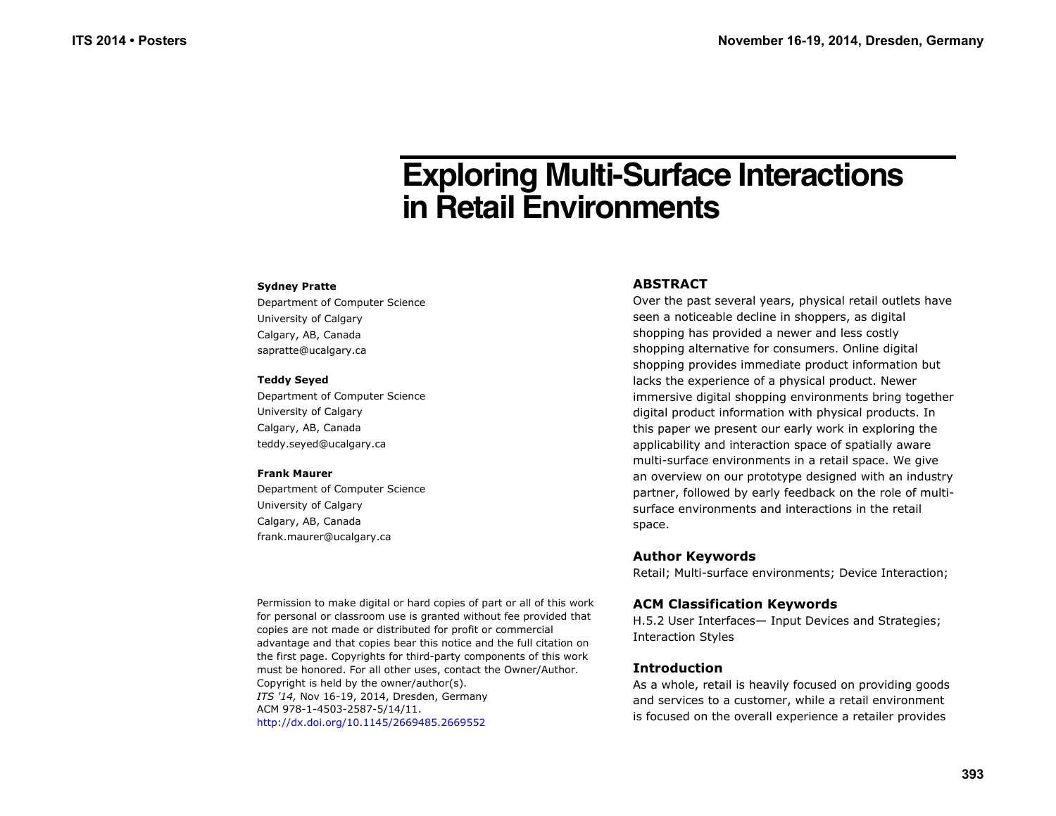# Exploring Multi-Surface Interactions in Retail Environments

**Sydney Pratte**
Department of Computer Science
University of Calgary
Calgary, AB, Canada
sapratte@ucalgary.ca

**Teddy Seyed**
Department of Computer Science
University of Calgary
Calgary, AB, Canada
teddy.seyed@ucalgary.ca

**Frank Maurer**
Department of Computer Science
University of Calgary
Calgary, AB, Canada
frank.maurer@ucalgary.ca

Permission to make digital or hard copies of part or all of this work for personal or classroom use is granted without fee provided that copies are not made or distributed for profit or commercial advantage and that copies bear this notice and the full citation on the first page. Copyrights for third-party components of this work must be honored. For all other uses, contact the Owner/Author. Copyright is held by the owner/author(s).
*ITS '14,* Nov 16-19, 2014, Dresden, Germany
ACM 978-1-4503-2587-5/14/11.
http://dx.doi.org/10.1145/2669485.2669552

## ABSTRACT

Over the past several years, physical retail outlets have seen a noticeable decline in shoppers, as digital shopping has provided a newer and less costly shopping alternative for consumers. Online digital shopping provides immediate product information but lacks the experience of a physical product. Newer immersive digital shopping environments bring together digital product information with physical products. In this paper we present our early work in exploring the applicability and interaction space of spatially aware multi-surface environments in a retail space. We give an overview on our prototype designed with an industry partner, followed by early feedback on the role of multi-surface environments and interactions in the retail space.

## Author Keywords

Retail; Multi-surface environments; Device Interaction;

## ACM Classification Keywords

H.5.2 User Interfaces— Input Devices and Strategies; Interaction Styles

## Introduction

As a whole, retail is heavily focused on providing goods and services to a customer, while a retail environment is focused on the overall experience a retailer provides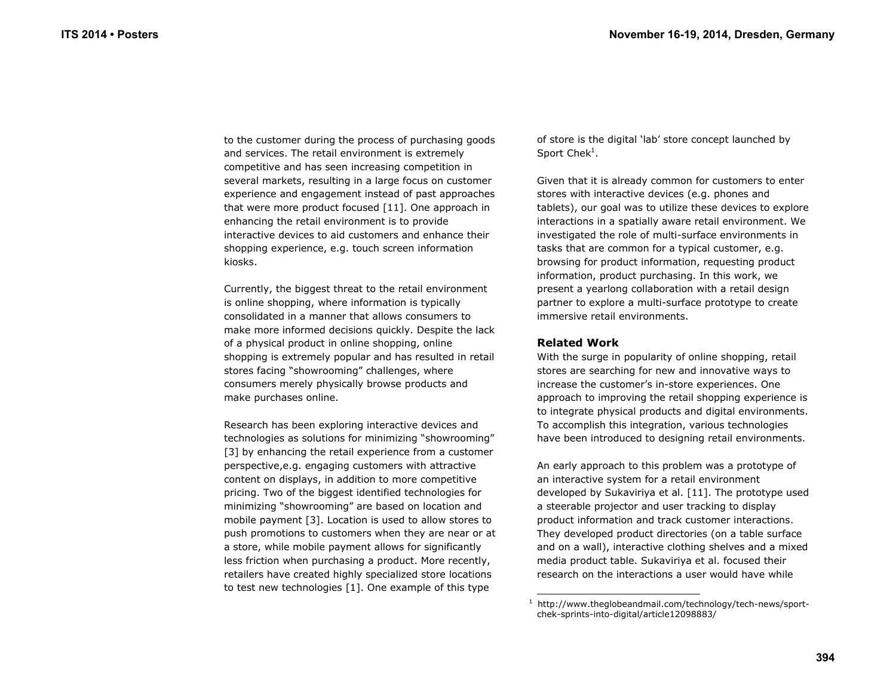to the customer during the process of purchasing goods and services. The retail environment is extremely competitive and has seen increasing competition in several markets, resulting in a large focus on customer experience and engagement instead of past approaches that were more product focused [11]. One approach in enhancing the retail environment is to provide interactive devices to aid customers and enhance their shopping experience, e.g. touch screen information kiosks.

Currently, the biggest threat to the retail environment is online shopping, where information is typically consolidated in a manner that allows consumers to make more informed decisions quickly. Despite the lack of a physical product in online shopping, online shopping is extremely popular and has resulted in retail stores facing "showrooming" challenges, where consumers merely physically browse products and make purchases online.

Research has been exploring interactive devices and technologies as solutions for minimizing "showrooming" [3] by enhancing the retail experience from a customer perspective,e.g. engaging customers with attractive content on displays, in addition to more competitive pricing. Two of the biggest identified technologies for minimizing "showrooming" are based on location and mobile payment [3]. Location is used to allow stores to push promotions to customers when they are near or at a store, while mobile payment allows for significantly less friction when purchasing a product. More recently, retailers have created highly specialized store locations to test new technologies [1]. One example of this type of store is the digital 'lab' store concept launched by Sport Chek[1].

Given that it is already common for customers to enter stores with interactive devices (e.g. phones and tablets), our goal was to utilize these devices to explore interactions in a spatially aware retail environment. We investigated the role of multi-surface environments in tasks that are common for a typical customer, e.g. browsing for product information, requesting product information, product purchasing. In this work, we present a yearlong collaboration with a retail design partner to explore a multi-surface prototype to create immersive retail environments.

## Related Work

With the surge in popularity of online shopping, retail stores are searching for new and innovative ways to increase the customer's in-store experiences. One approach to improving the retail shopping experience is to integrate physical products and digital environments. To accomplish this integration, various technologies have been introduced to designing retail environments.

An early approach to this problem was a prototype of an interactive system for a retail environment developed by Sukaviriya et al. [11]. The prototype used a steerable projector and user tracking to display product information and track customer interactions. They developed product directories (on a table surface and on a wall), interactive clothing shelves and a mixed media product table. Sukaviriya et al. focused their research on the interactions a user would have while

[1] http://www.theglobeandmail.com/technology/tech-news/sport-chek-sprints-into-digital/article12098883/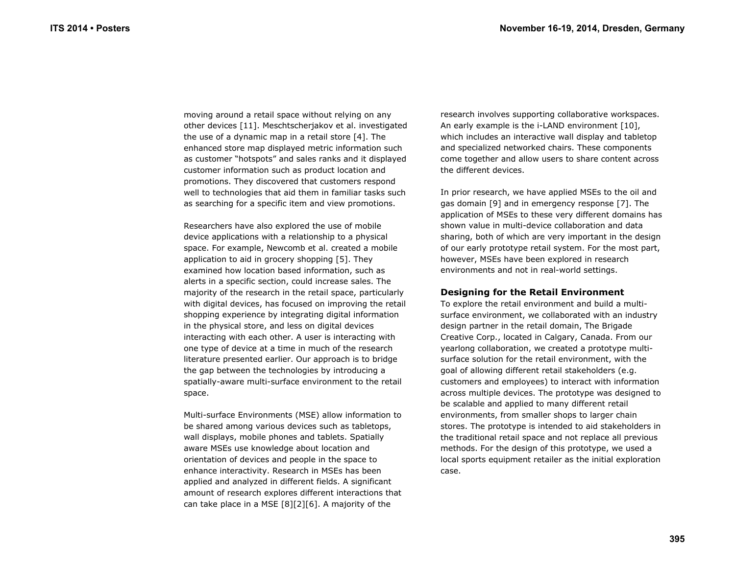moving around a retail space without relying on any other devices [11]. Meschtscherjakov et al. investigated the use of a dynamic map in a retail store [4]. The enhanced store map displayed metric information such as customer "hotspots" and sales ranks and it displayed customer information such as product location and promotions. They discovered that customers respond well to technologies that aid them in familiar tasks such as searching for a specific item and view promotions.

Researchers have also explored the use of mobile device applications with a relationship to a physical space. For example, Newcomb et al. created a mobile application to aid in grocery shopping [5]. They examined how location based information, such as alerts in a specific section, could increase sales. The majority of the research in the retail space, particularly with digital devices, has focused on improving the retail shopping experience by integrating digital information in the physical store, and less on digital devices interacting with each other. A user is interacting with one type of device at a time in much of the research literature presented earlier. Our approach is to bridge the gap between the technologies by introducing a spatially-aware multi-surface environment to the retail space.

Multi-surface Environments (MSE) allow information to be shared among various devices such as tabletops, wall displays, mobile phones and tablets. Spatially aware MSEs use knowledge about location and orientation of devices and people in the space to enhance interactivity. Research in MSEs has been applied and analyzed in different fields. A significant amount of research explores different interactions that can take place in a MSE [8][2][6]. A majority of the research involves supporting collaborative workspaces. An early example is the i-LAND environment [10], which includes an interactive wall display and tabletop and specialized networked chairs. These components come together and allow users to share content across the different devices.

In prior research, we have applied MSEs to the oil and gas domain [9] and in emergency response [7]. The application of MSEs to these very different domains has shown value in multi-device collaboration and data sharing, both of which are very important in the design of our early prototype retail system. For the most part, however, MSEs have been explored in research environments and not in real-world settings.

## Designing for the Retail Environment

To explore the retail environment and build a multi-surface environment, we collaborated with an industry design partner in the retail domain, The Brigade Creative Corp., located in Calgary, Canada. From our yearlong collaboration, we created a prototype multi-surface solution for the retail environment, with the goal of allowing different retail stakeholders (e.g. customers and employees) to interact with information across multiple devices. The prototype was designed to be scalable and applied to many different retail environments, from smaller shops to larger chain stores. The prototype is intended to aid stakeholders in the traditional retail space and not replace all previous methods. For the design of this prototype, we used a local sports equipment retailer as the initial exploration case.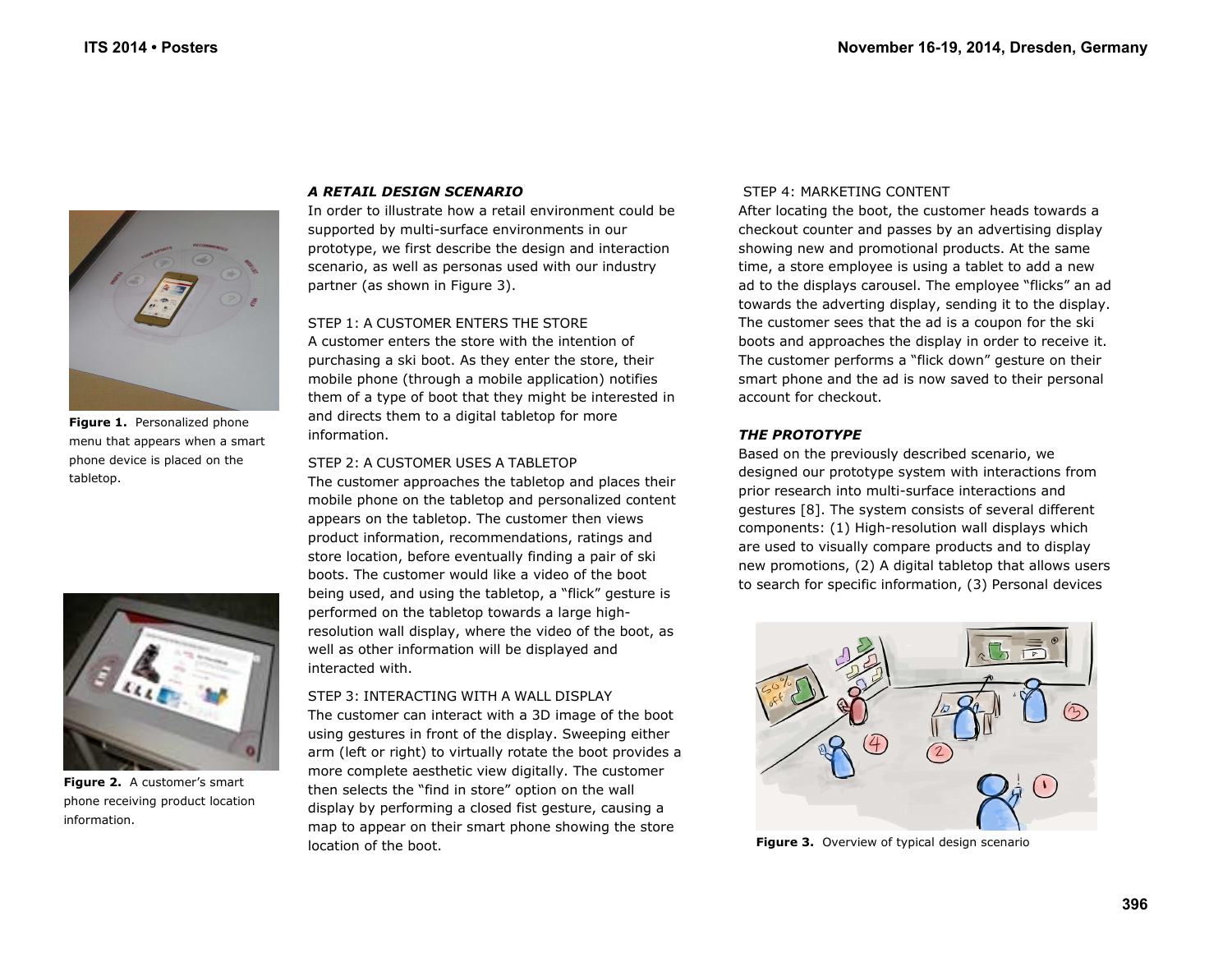Figure 1. Personalized phone menu that appears when a smart phone device is placed on the tabletop.

Figure 2. A customer's smart phone receiving product location information.

### *A RETAIL DESIGN SCENARIO*

In order to illustrate how a retail environment could be supported by multi-surface environments in our prototype, we first describe the design and interaction scenario, as well as personas used with our industry partner (as shown in Figure 3).

STEP 1: A CUSTOMER ENTERS THE STORE
A customer enters the store with the intention of purchasing a ski boot. As they enter the store, their mobile phone (through a mobile application) notifies them of a type of boot that they might be interested in and directs them to a digital tabletop for more information.

STEP 2: A CUSTOMER USES A TABLETOP
The customer approaches the tabletop and places their mobile phone on the tabletop and personalized content appears on the tabletop. The customer then views product information, recommendations, ratings and store location, before eventually finding a pair of ski boots. The customer would like a video of the boot being used, and using the tabletop, a "flick" gesture is performed on the tabletop towards a large high-resolution wall display, where the video of the boot, as well as other information will be displayed and interacted with.

STEP 3: INTERACTING WITH A WALL DISPLAY
The customer can interact with a 3D image of the boot using gestures in front of the display. Sweeping either arm (left or right) to virtually rotate the boot provides a more complete aesthetic view digitally. The customer then selects the "find in store" option on the wall display by performing a closed fist gesture, causing a map to appear on their smart phone showing the store location of the boot.

STEP 4: MARKETING CONTENT
After locating the boot, the customer heads towards a checkout counter and passes by an advertising display showing new and promotional products. At the same time, a store employee is using a tablet to add a new ad to the displays carousel. The employee "flicks" an ad towards the adverting display, sending it to the display. The customer sees that the ad is a coupon for the ski boots and approaches the display in order to receive it. The customer performs a "flick down" gesture on their smart phone and the ad is now saved to their personal account for checkout.

### *THE PROTOTYPE*

Based on the previously described scenario, we designed our prototype system with interactions from prior research into multi-surface interactions and gestures [8]. The system consists of several different components: (1) High-resolution wall displays which are used to visually compare products and to display new promotions, (2) A digital tabletop that allows users to search for specific information, (3) Personal devices

Figure 3. Overview of typical design scenario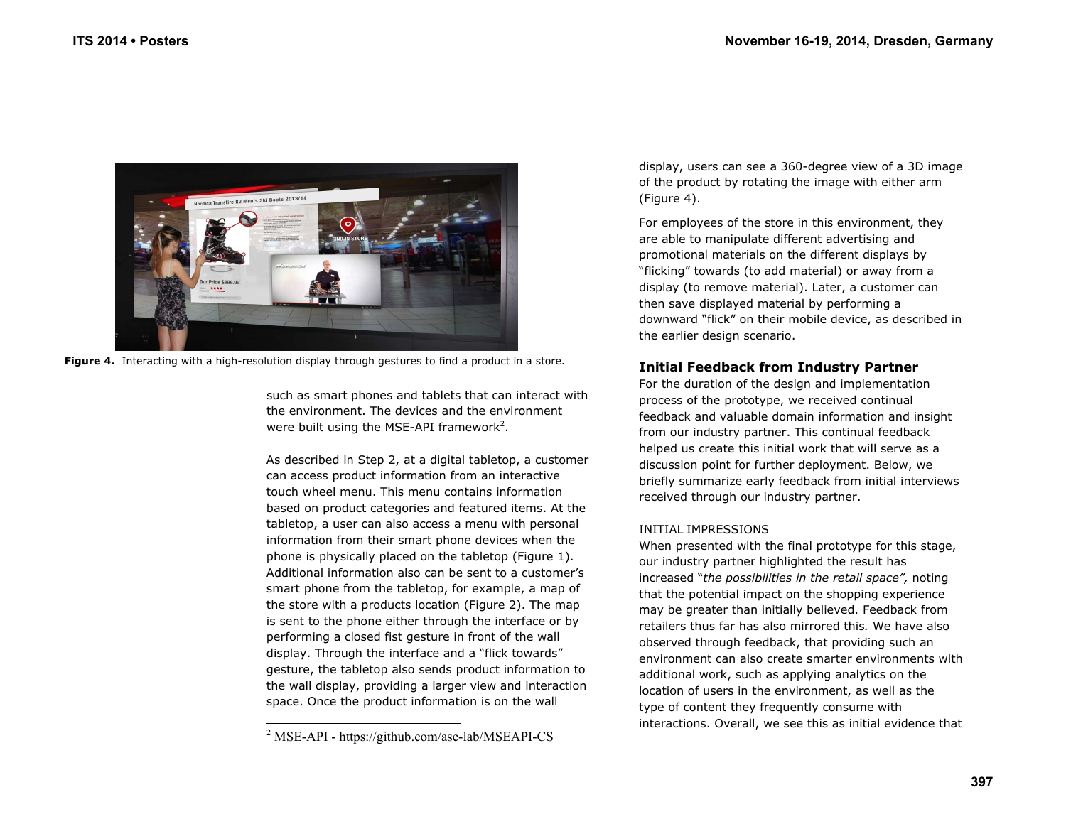Figure 4. Interacting with a high-resolution display through gestures to find a product in a store.

such as smart phones and tablets that can interact with the environment. The devices and the environment were built using the MSE-API framework[2].

As described in Step 2, at a digital tabletop, a customer can access product information from an interactive touch wheel menu. This menu contains information based on product categories and featured items. At the tabletop, a user can also access a menu with personal information from their smart phone devices when the phone is physically placed on the tabletop (Figure 1). Additional information also can be sent to a customer's smart phone from the tabletop, for example, a map of the store with a products location (Figure 2). The map is sent to the phone either through the interface or by performing a closed fist gesture in front of the wall display. Through the interface and a "flick towards" gesture, the tabletop also sends product information to the wall display, providing a larger view and interaction space. Once the product information is on the wall display, users can see a 360-degree view of a 3D image of the product by rotating the image with either arm (Figure 4).

[2] MSE-API - https://github.com/ase-lab/MSEAPI-CS

For employees of the store in this environment, they are able to manipulate different advertising and promotional materials on the different displays by "flicking" towards (to add material) or away from a display (to remove material). Later, a customer can then save displayed material by performing a downward "flick" on their mobile device, as described in the earlier design scenario.

## Initial Feedback from Industry Partner

For the duration of the design and implementation process of the prototype, we received continual feedback and valuable domain information and insight from our industry partner. This continual feedback helped us create this initial work that will serve as a discussion point for further deployment. Below, we briefly summarize early feedback from initial interviews received through our industry partner.

### INITIAL IMPRESSIONS

When presented with the final prototype for this stage, our industry partner highlighted the result has increased "*the possibilities in the retail space",* noting that the potential impact on the shopping experience may be greater than initially believed. Feedback from retailers thus far has also mirrored this. We have also observed through feedback, that providing such an environment can also create smarter environments with additional work, such as applying analytics on the location of users in the environment, as well as the type of content they frequently consume with interactions. Overall, we see this as initial evidence that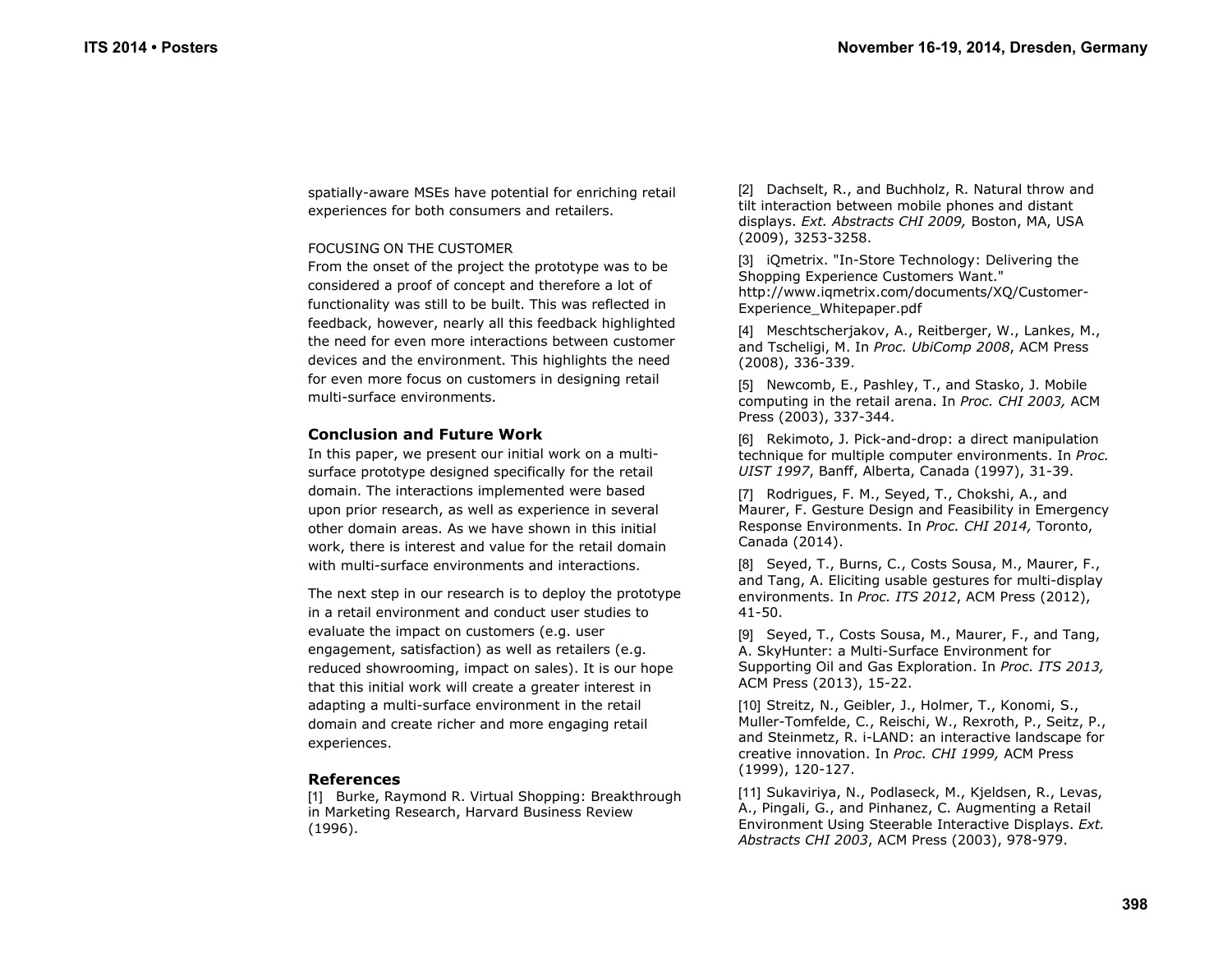spatially-aware MSEs have potential for enriching retail experiences for both consumers and retailers.

FOCUSING ON THE CUSTOMER

From the onset of the project the prototype was to be considered a proof of concept and therefore a lot of functionality was still to be built. This was reflected in feedback, however, nearly all this feedback highlighted the need for even more interactions between customer devices and the environment. This highlights the need for even more focus on customers in designing retail multi-surface environments.

## Conclusion and Future Work

In this paper, we present our initial work on a multi-surface prototype designed specifically for the retail domain. The interactions implemented were based upon prior research, as well as experience in several other domain areas. As we have shown in this initial work, there is interest and value for the retail domain with multi-surface environments and interactions.

The next step in our research is to deploy the prototype in a retail environment and conduct user studies to evaluate the impact on customers (e.g. user engagement, satisfaction) as well as retailers (e.g. reduced showrooming, impact on sales). It is our hope that this initial work will create a greater interest in adapting a multi-surface environment in the retail domain and create richer and more engaging retail experiences.

## References

[1] Burke, Raymond R. Virtual Shopping: Breakthrough in Marketing Research, Harvard Business Review (1996).

[2] Dachselt, R., and Buchholz, R. Natural throw and tilt interaction between mobile phones and distant displays. *Ext. Abstracts CHI 2009,* Boston, MA, USA (2009), 3253-3258.

[3] iQmetrix. "In-Store Technology: Delivering the Shopping Experience Customers Want." http://www.iqmetrix.com/documents/XQ/Customer-Experience_Whitepaper.pdf

[4] Meschtscherjakov, A., Reitberger, W., Lankes, M., and Tscheligi, M. In *Proc. UbiComp 2008*, ACM Press (2008), 336-339.

[5] Newcomb, E., Pashley, T., and Stasko, J. Mobile computing in the retail arena. In *Proc. CHI 2003,* ACM Press (2003), 337-344.

[6] Rekimoto, J. Pick-and-drop: a direct manipulation technique for multiple computer environments. In *Proc. UIST 1997*, Banff, Alberta, Canada (1997), 31-39.

[7] Rodrigues, F. M., Seyed, T., Chokshi, A., and Maurer, F. Gesture Design and Feasibility in Emergency Response Environments. In *Proc. CHI 2014,* Toronto, Canada (2014).

[8] Seyed, T., Burns, C., Costs Sousa, M., Maurer, F., and Tang, A. Eliciting usable gestures for multi-display environments. In *Proc. ITS 2012*, ACM Press (2012), 41-50.

[9] Seyed, T., Costs Sousa, M., Maurer, F., and Tang, A. SkyHunter: a Multi-Surface Environment for Supporting Oil and Gas Exploration. In *Proc. ITS 2013,* ACM Press (2013), 15-22.

[10] Streitz, N., Geibler, J., Holmer, T., Konomi, S., Muller-Tomfelde, C., Reischi, W., Rexroth, P., Seitz, P., and Steinmetz, R. i-LAND: an interactive landscape for creative innovation. In *Proc. CHI 1999,* ACM Press (1999), 120-127.

[11] Sukaviriya, N., Podlaseck, M., Kjeldsen, R., Levas, A., Pingali, G., and Pinhanez, C. Augmenting a Retail Environment Using Steerable Interactive Displays. *Ext. Abstracts CHI 2003*, ACM Press (2003), 978-979.